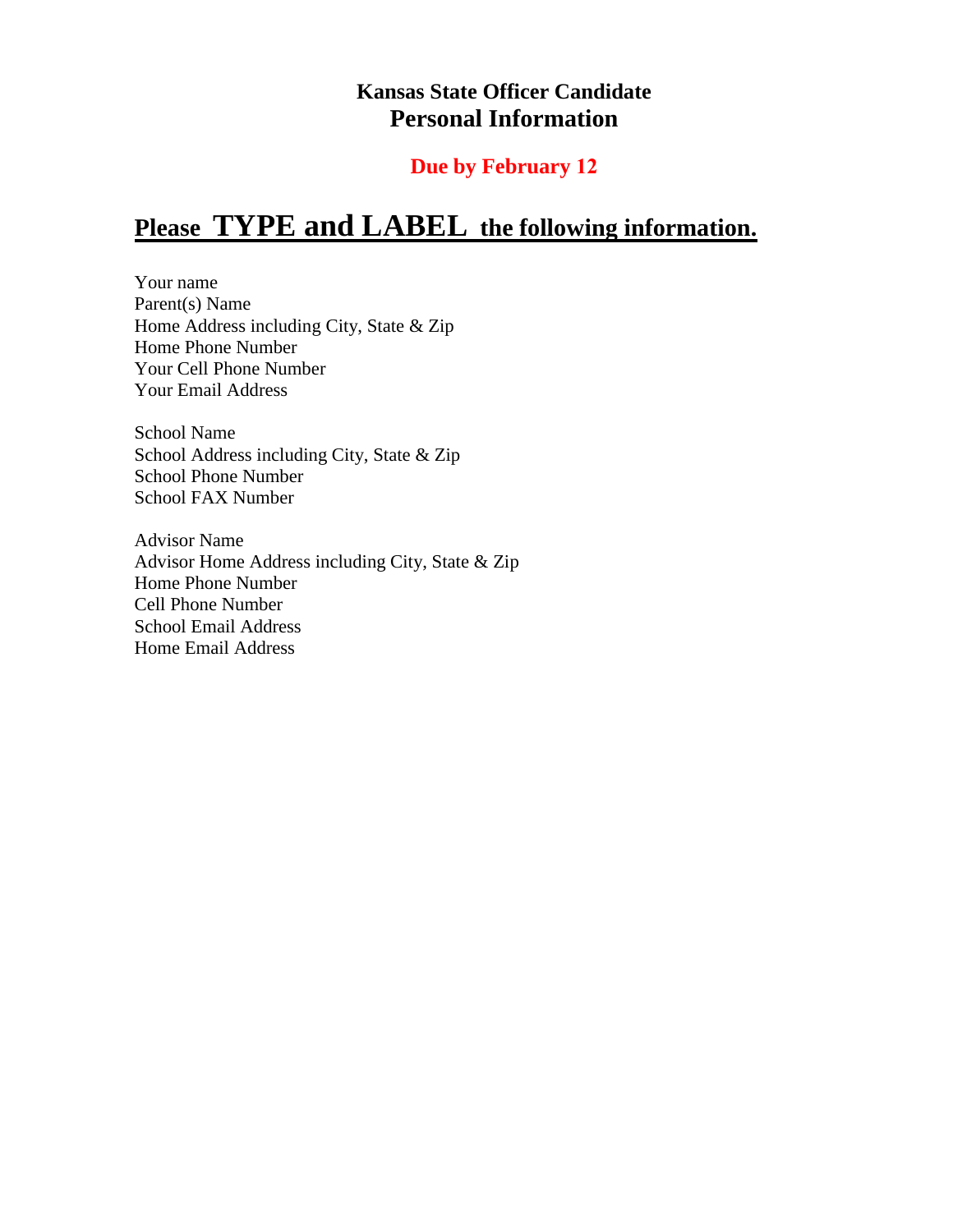# Kansas State Officer Candidate
## Personal Information

**Due by February 12**

## Please TYPE and LABEL the following information.

Your name
Parent(s) Name
Home Address including City, State & Zip
Home Phone Number
Your Cell Phone Number
Your Email Address

School Name
School Address including City, State & Zip
School Phone Number
School FAX Number

Advisor Name
Advisor Home Address including City, State & Zip
Home Phone Number
Cell Phone Number
School Email Address
Home Email Address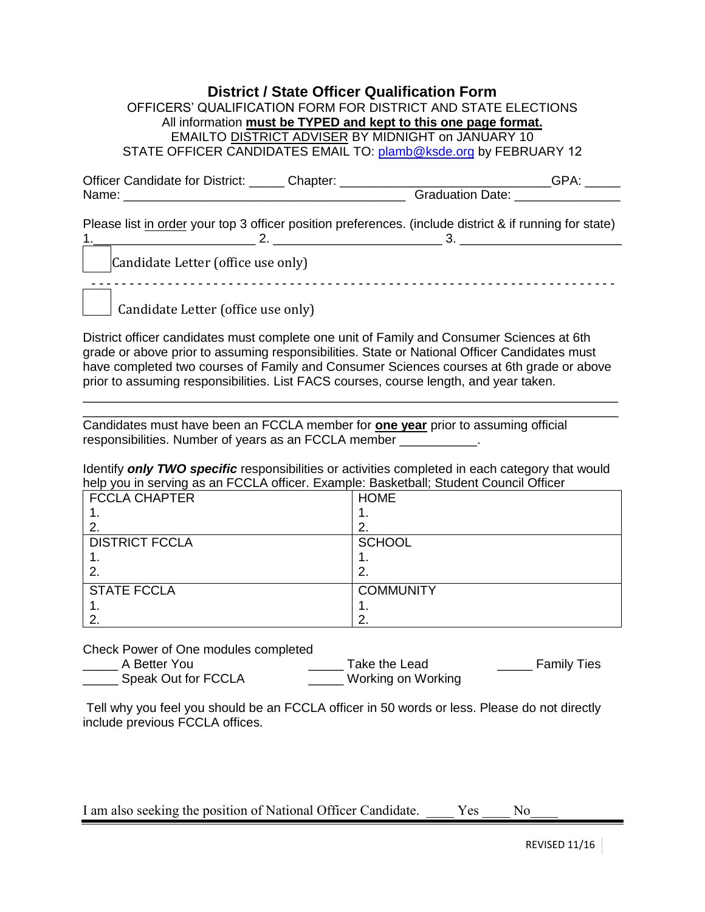# District / State Officer Qualification Form

OFFICERS' QUALIFICATION FORM FOR DISTRICT AND STATE ELECTIONS

All information **must be TYPED and kept to this one page format.**

EMAILTO DISTRICT ADVISER BY MIDNIGHT on JANUARY 10

STATE OFFICER CANDIDATES EMAIL TO: plamb@ksde.org by FEBRUARY 12

Officer Candidate for District: _____ Chapter: ____________________________GPA: _____

Name: _______________________________________ Graduation Date: _______________

Please list in order your top 3 officer position preferences. (include district & if running for state)

1.______________________ 2. _______________________ 3. _____________________

☐ Candidate Letter (office use only)

- - - - - - - - - - - - - - - - - - - - - - - - - - - - - - - - - - - - - - - - - - - - - - - - - - - - - - - - - - - - - - - -

☐ Candidate Letter (office use only)

District officer candidates must complete one unit of Family and Consumer Sciences at 6th grade or above prior to assuming responsibilities. State or National Officer Candidates must have completed two courses of Family and Consumer Sciences courses at 6th grade or above prior to assuming responsibilities. List FACS courses, course length, and year taken.

_____________________________________________________________________________

_____________________________________________________________________________

Candidates must have been an FCCLA member for **one year** prior to assuming official responsibilities. Number of years as an FCCLA member ___________.

Identify ***only TWO specific*** responsibilities or activities completed in each category that would help you in serving as an FCCLA officer. Example: Basketball; Student Council Officer

| FCCLA CHAPTER | HOME |
|---|---|
| 1. | 1. |
| 2. | 2. |
| DISTRICT FCCLA | SCHOOL |
| 1. | 1. |
| 2. | 2. |
| STATE FCCLA | COMMUNITY |
| 1. | 1. |
| 2. | 2. |

Check Power of One modules completed

_____ A Better You _____ Take the Lead _____ Family Ties

_____ Speak Out for FCCLA _____ Working on Working

Tell why you feel you should be an FCCLA officer in 50 words or less. Please do not directly include previous FCCLA offices.

I am also seeking the position of National Officer Candidate. ____ Yes ____ No____

REVISED 11/16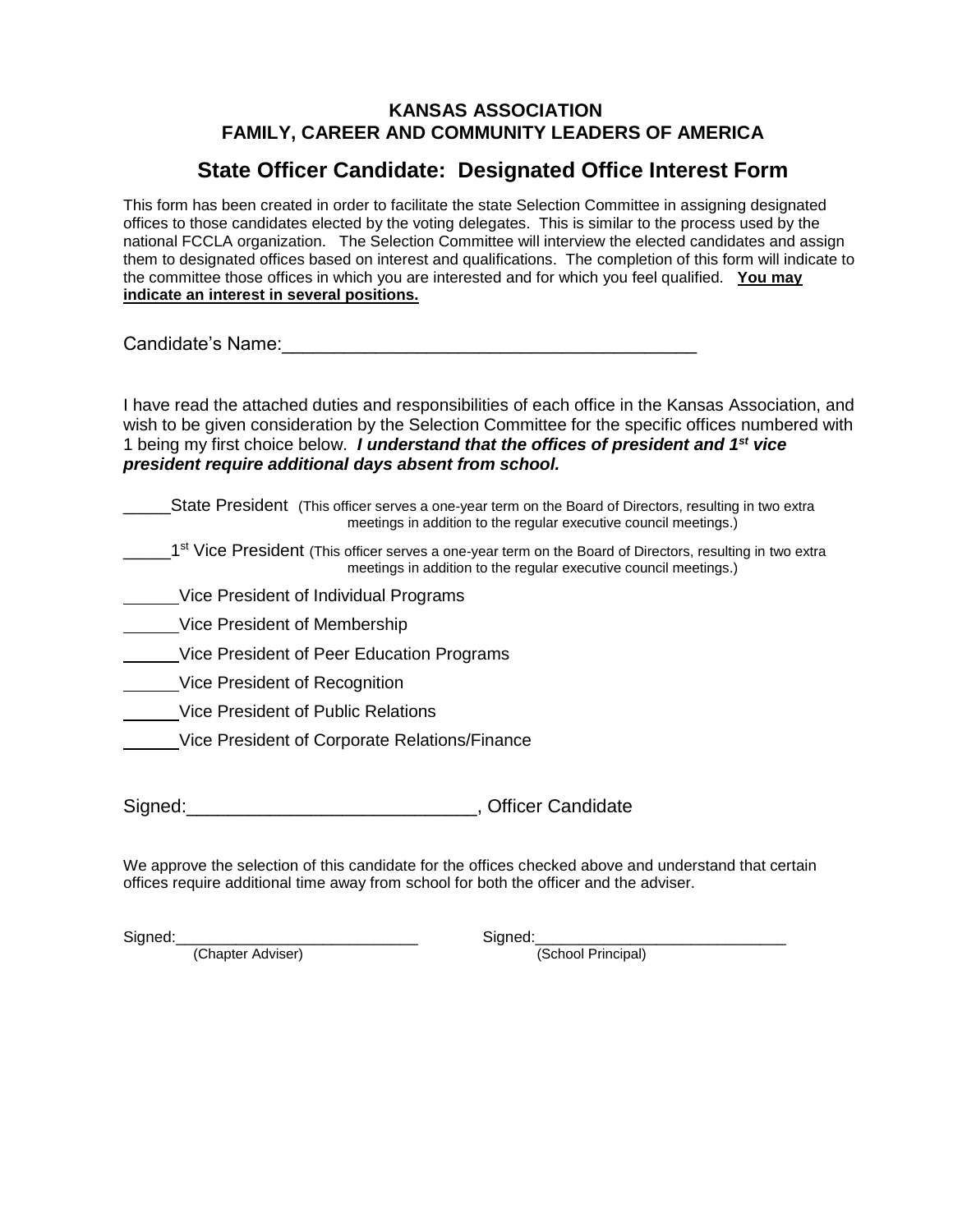**KANSAS ASSOCIATION**
**FAMILY, CAREER AND COMMUNITY LEADERS OF AMERICA**

## State Officer Candidate: Designated Office Interest Form

This form has been created in order to facilitate the state Selection Committee in assigning designated offices to those candidates elected by the voting delegates. This is similar to the process used by the national FCCLA organization. The Selection Committee will interview the elected candidates and assign them to designated offices based on interest and qualifications. The completion of this form will indicate to the committee those offices in which you are interested and for which you feel qualified. **You may indicate an interest in several positions.**

Candidate's Name:_________________________________________

I have read the attached duties and responsibilities of each office in the Kansas Association, and wish to be given consideration by the Selection Committee for the specific offices numbered with 1 being my first choice below. ***I understand that the offices of president and 1st vice president require additional days absent from school.***

_____State President (This officer serves a one-year term on the Board of Directors, resulting in two extra meetings in addition to the regular executive council meetings.)

_____1st Vice President (This officer serves a one-year term on the Board of Directors, resulting in two extra meetings in addition to the regular executive council meetings.)

_____Vice President of Individual Programs

_____Vice President of Membership

_____Vice President of Peer Education Programs

_____Vice President of Recognition

_____Vice President of Public Relations

_____Vice President of Corporate Relations/Finance

Signed:____________________________, Officer Candidate

We approve the selection of this candidate for the offices checked above and understand that certain offices require additional time away from school for both the officer and the adviser.

Signed:____________________________ (Chapter Adviser)

Signed:_____________________________ (School Principal)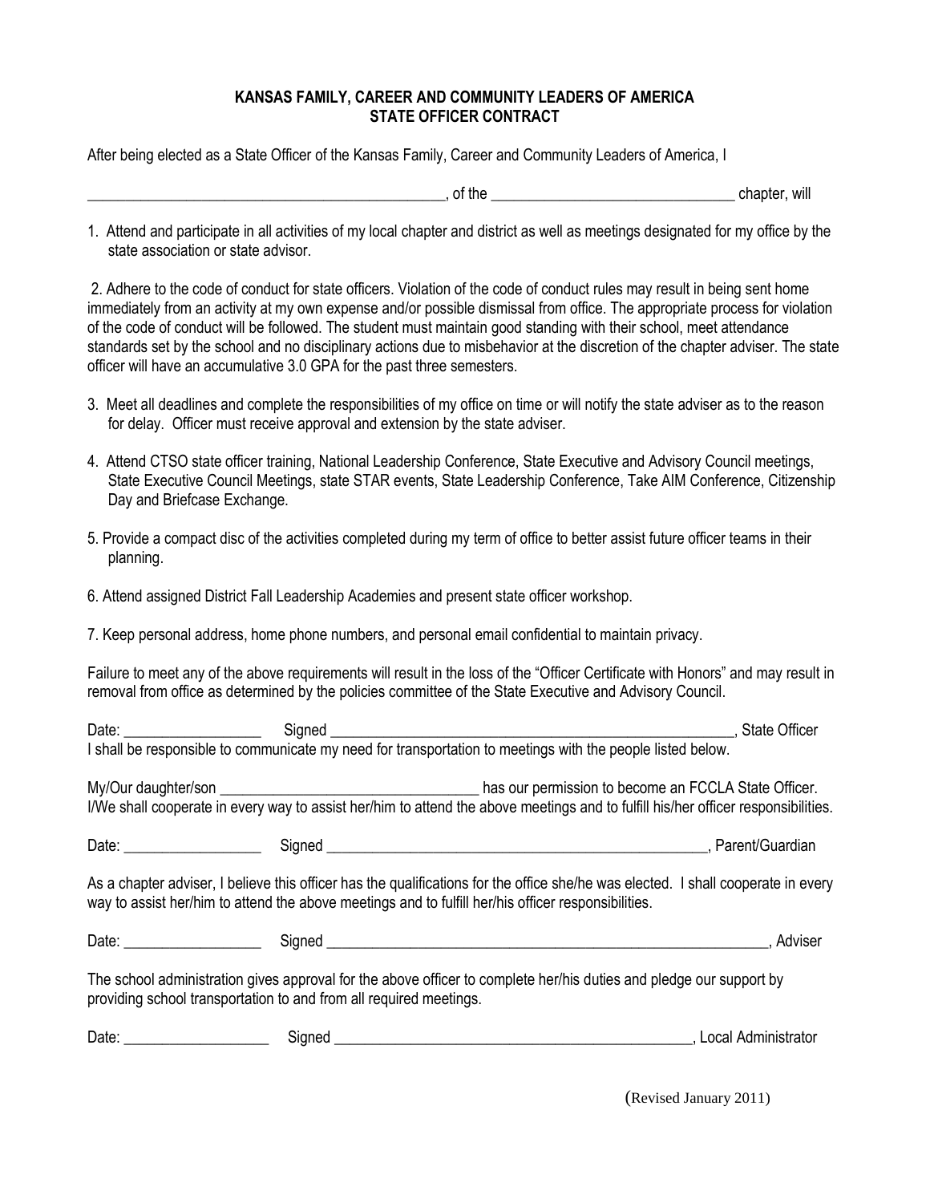# KANSAS FAMILY, CAREER AND COMMUNITY LEADERS OF AMERICA
## STATE OFFICER CONTRACT

After being elected as a State Officer of the Kansas Family, Career and Community Leaders of America, I

_______________________________________________, of the _______________________________ chapter, will

1. Attend and participate in all activities of my local chapter and district as well as meetings designated for my office by the state association or state advisor.

2. Adhere to the code of conduct for state officers. Violation of the code of conduct rules may result in being sent home immediately from an activity at my own expense and/or possible dismissal from office. The appropriate process for violation of the code of conduct will be followed. The student must maintain good standing with their school, meet attendance standards set by the school and no disciplinary actions due to misbehavior at the discretion of the chapter adviser. The state officer will have an accumulative 3.0 GPA for the past three semesters.

3. Meet all deadlines and complete the responsibilities of my office on time or will notify the state adviser as to the reason for delay. Officer must receive approval and extension by the state adviser.

4. Attend CTSO state officer training, National Leadership Conference, State Executive and Advisory Council meetings, State Executive Council Meetings, state STAR events, State Leadership Conference, Take AIM Conference, Citizenship Day and Briefcase Exchange.

5. Provide a compact disc of the activities completed during my term of office to better assist future officer teams in their planning.

6. Attend assigned District Fall Leadership Academies and present state officer workshop.

7. Keep personal address, home phone numbers, and personal email confidential to maintain privacy.

Failure to meet any of the above requirements will result in the loss of the "Officer Certificate with Honors" and may result in removal from office as determined by the policies committee of the State Executive and Advisory Council.

Date: _________________ Signed _____________________________________________________, State Officer

I shall be responsible to communicate my need for transportation to meetings with the people listed below.

My/Our daughter/son _________________________________ has our permission to become an FCCLA State Officer. I/We shall cooperate in every way to assist her/him to attend the above meetings and to fulfill his/her officer responsibilities.

Date: _________________ Signed ___________________________________________________, Parent/Guardian

As a chapter adviser, I believe this officer has the qualifications for the office she/he was elected. I shall cooperate in every way to assist her/him to attend the above meetings and to fulfill her/his officer responsibilities.

Date: _________________ Signed ___________________________________________________________, Adviser

The school administration gives approval for the above officer to complete her/his duties and pledge our support by providing school transportation to and from all required meetings.

Date: __________________ Signed ______________________________________________, Local Administrator

(Revised January 2011)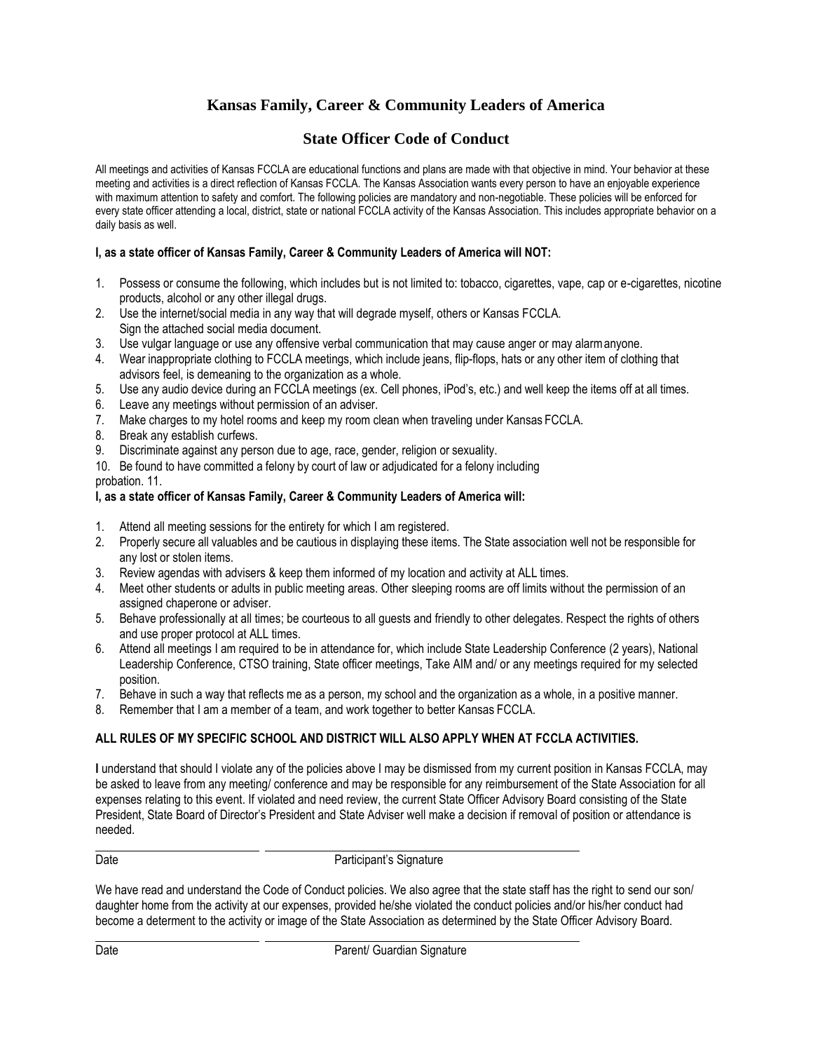# Kansas Family, Career & Community Leaders of America

## State Officer Code of Conduct

All meetings and activities of Kansas FCCLA are educational functions and plans are made with that objective in mind. Your behavior at these meeting and activities is a direct reflection of Kansas FCCLA. The Kansas Association wants every person to have an enjoyable experience with maximum attention to safety and comfort. The following policies are mandatory and non-negotiable. These policies will be enforced for every state officer attending a local, district, state or national FCCLA activity of the Kansas Association. This includes appropriate behavior on a daily basis as well.

**I, as a state officer of Kansas Family, Career & Community Leaders of America will NOT:**

1. Possess or consume the following, which includes but is not limited to: tobacco, cigarettes, vape, cap or e-cigarettes, nicotine products, alcohol or any other illegal drugs.
2. Use the internet/social media in any way that will degrade myself, others or Kansas FCCLA.
   Sign the attached social media document.
3. Use vulgar language or use any offensive verbal communication that may cause anger or may alarm anyone.
4. Wear inappropriate clothing to FCCLA meetings, which include jeans, flip-flops, hats or any other item of clothing that advisors feel, is demeaning to the organization as a whole.
5. Use any audio device during an FCCLA meetings (ex. Cell phones, iPod's, etc.) and well keep the items off at all times.
6. Leave any meetings without permission of an adviser.
7. Make charges to my hotel rooms and keep my room clean when traveling under Kansas FCCLA.
8. Break any establish curfews.
9. Discriminate against any person due to age, race, gender, religion or sexuality.
10. Be found to have committed a felony by court of law or adjudicated for a felony including

probation. 11.

**I, as a state officer of Kansas Family, Career & Community Leaders of America will:**

1. Attend all meeting sessions for the entirety for which I am registered.
2. Properly secure all valuables and be cautious in displaying these items. The State association well not be responsible for any lost or stolen items.
3. Review agendas with advisers & keep them informed of my location and activity at ALL times.
4. Meet other students or adults in public meeting areas. Other sleeping rooms are off limits without the permission of an assigned chaperone or adviser.
5. Behave professionally at all times; be courteous to all guests and friendly to other delegates. Respect the rights of others and use proper protocol at ALL times.
6. Attend all meetings I am required to be in attendance for, which include State Leadership Conference (2 years), National Leadership Conference, CTSO training, State officer meetings, Take AIM and/ or any meetings required for my selected position.
7. Behave in such a way that reflects me as a person, my school and the organization as a whole, in a positive manner.
8. Remember that I am a member of a team, and work together to better Kansas FCCLA.

**ALL RULES OF MY SPECIFIC SCHOOL AND DISTRICT WILL ALSO APPLY WHEN AT FCCLA ACTIVITIES.**

**I** understand that should I violate any of the policies above I may be dismissed from my current position in Kansas FCCLA, may be asked to leave from any meeting/ conference and may be responsible for any reimbursement of the State Association for all expenses relating to this event. If violated and need review, the current State Officer Advisory Board consisting of the State President, State Board of Director's President and State Adviser well make a decision if removal of position or attendance is needed.

Date ____________________ Participant's Signature ____________________

We have read and understand the Code of Conduct policies. We also agree that the state staff has the right to send our son/ daughter home from the activity at our expenses, provided he/she violated the conduct policies and/or his/her conduct had become a determent to the activity or image of the State Association as determined by the State Officer Advisory Board.

Date ____________________ Parent/ Guardian Signature ____________________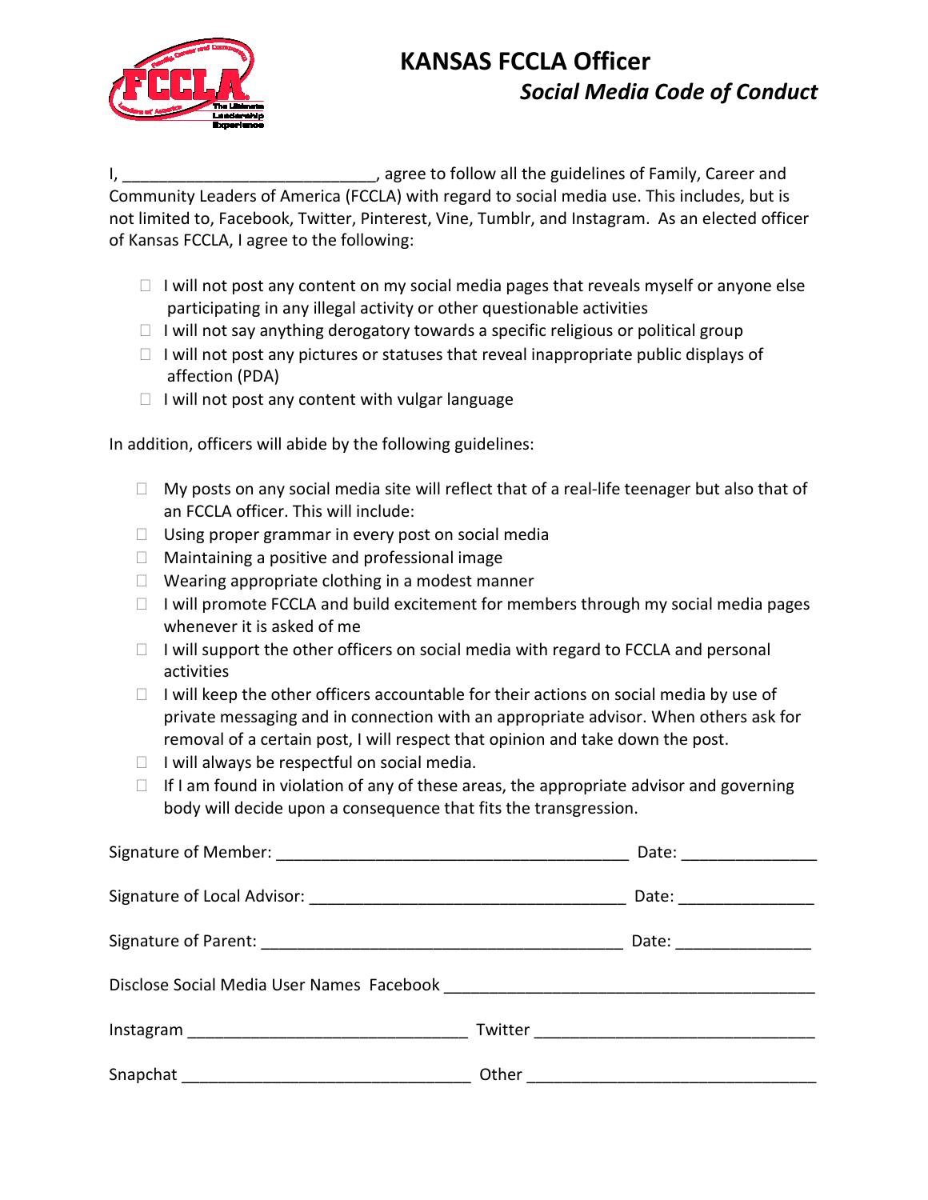# KANSAS FCCLA Officer

## *Social Media Code of Conduct*

I, ___________________________, agree to follow all the guidelines of Family, Career and Community Leaders of America (FCCLA) with regard to social media use. This includes, but is not limited to, Facebook, Twitter, Pinterest, Vine, Tumblr, and Instagram. As an elected officer of Kansas FCCLA, I agree to the following:

- ☐ I will not post any content on my social media pages that reveals myself or anyone else participating in any illegal activity or other questionable activities
- ☐ I will not say anything derogatory towards a specific religious or political group
- ☐ I will not post any pictures or statuses that reveal inappropriate public displays of affection (PDA)
- ☐ I will not post any content with vulgar language

In addition, officers will abide by the following guidelines:

- ☐ My posts on any social media site will reflect that of a real-life teenager but also that of an FCCLA officer. This will include:
- ☐ Using proper grammar in every post on social media
- ☐ Maintaining a positive and professional image
- ☐ Wearing appropriate clothing in a modest manner
- ☐ I will promote FCCLA and build excitement for members through my social media pages whenever it is asked of me
- ☐ I will support the other officers on social media with regard to FCCLA and personal activities
- ☐ I will keep the other officers accountable for their actions on social media by use of private messaging and in connection with an appropriate advisor. When others ask for removal of a certain post, I will respect that opinion and take down the post.
- ☐ I will always be respectful on social media.
- ☐ If I am found in violation of any of these areas, the appropriate advisor and governing body will decide upon a consequence that fits the transgression.

Signature of Member: ______________________________________ Date: ______________

Signature of Local Advisor: __________________________________ Date: ______________

Signature of Parent: ________________________________________ Date: ______________

Disclose Social Media User Names Facebook ______________________________________

Instagram ______________________________ Twitter ______________________________

Snapchat _______________________________ Other _______________________________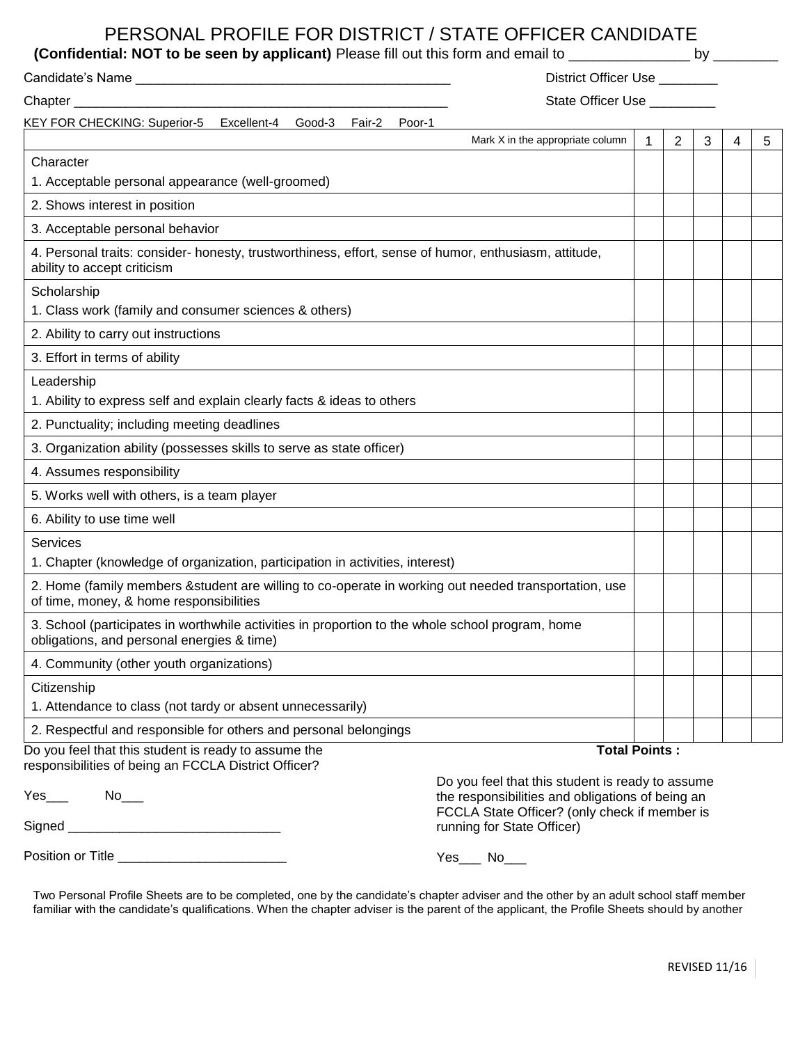# PERSONAL PROFILE FOR DISTRICT / STATE OFFICER CANDIDATE

**(Confidential: NOT to be seen by applicant)** Please fill out this form and email to _______________ by ________

Candidate's Name ___________________________________________ District Officer Use ________

Chapter ____________________________________________________ State Officer Use _________

KEY FOR CHECKING: Superior-5 Excellent-4 Good-3 Fair-2 Poor-1

| Mark X in the appropriate column | 1 | 2 | 3 | 4 | 5 |
|---|---|---|---|---|---|
| Character<br>1. Acceptable personal appearance (well-groomed) | | | | | |
| 2. Shows interest in position | | | | | |
| 3. Acceptable personal behavior | | | | | |
| 4. Personal traits: consider- honesty, trustworthiness, effort, sense of humor, enthusiasm, attitude, ability to accept criticism | | | | | |
| Scholarship<br>1. Class work (family and consumer sciences & others) | | | | | |
| 2. Ability to carry out instructions | | | | | |
| 3. Effort in terms of ability | | | | | |
| Leadership<br>1. Ability to express self and explain clearly facts & ideas to others | | | | | |
| 2. Punctuality; including meeting deadlines | | | | | |
| 3. Organization ability (possesses skills to serve as state officer) | | | | | |
| 4. Assumes responsibility | | | | | |
| 5. Works well with others, is a team player | | | | | |
| 6. Ability to use time well | | | | | |
| Services<br>1. Chapter (knowledge of organization, participation in activities, interest) | | | | | |
| 2. Home (family members &student are willing to co-operate in working out needed transportation, use of time, money, & home responsibilities | | | | | |
| 3. School (participates in worthwhile activities in proportion to the whole school program, home obligations, and personal energies & time) | | | | | |
| 4. Community (other youth organizations) | | | | | |
| Citizenship<br>1. Attendance to class (not tardy or absent unnecessarily) | | | | | |
| 2. Respectful and responsible for others and personal belongings | | | | | |

**Total Points :**

Do you feel that this student is ready to assume the responsibilities of being an FCCLA District Officer?

Yes___ No___

Signed _____________________________

Position or Title _______________________

Do you feel that this student is ready to assume the responsibilities and obligations of being an FCCLA State Officer? (only check if member is running for State Officer)

Yes___ No___

Two Personal Profile Sheets are to be completed, one by the candidate's chapter adviser and the other by an adult school staff member familiar with the candidate's qualifications. When the chapter adviser is the parent of the applicant, the Profile Sheets should by another

REVISED 11/16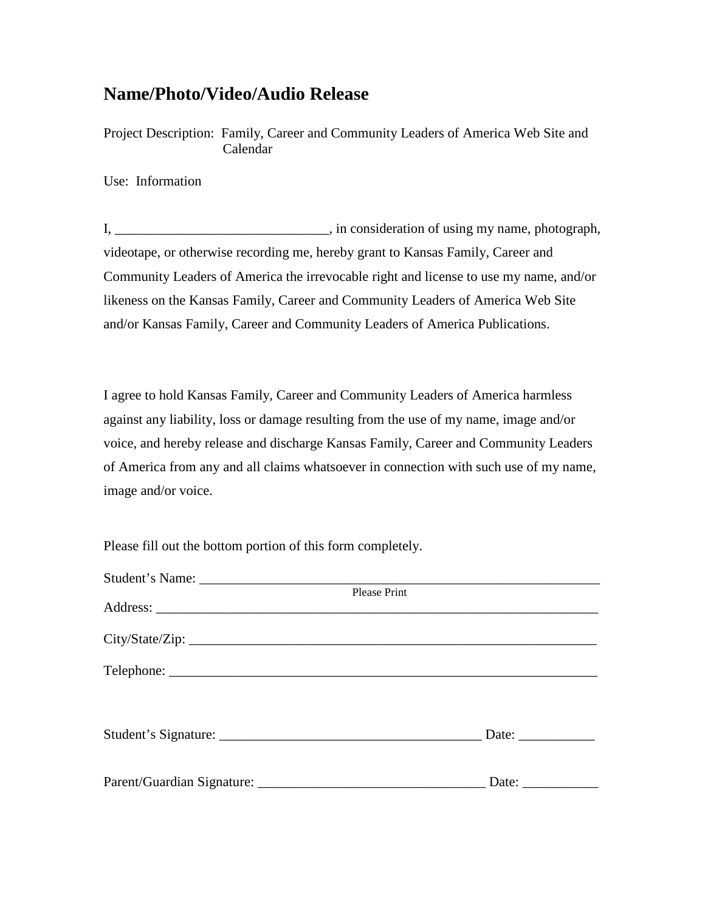## Name/Photo/Video/Audio Release

Project Description: Family, Career and Community Leaders of America Web Site and Calendar

Use: Information

I, _______________________________, in consideration of using my name, photograph, videotape, or otherwise recording me, hereby grant to Kansas Family, Career and Community Leaders of America the irrevocable right and license to use my name, and/or likeness on the Kansas Family, Career and Community Leaders of America Web Site and/or Kansas Family, Career and Community Leaders of America Publications.

I agree to hold Kansas Family, Career and Community Leaders of America harmless against any liability, loss or damage resulting from the use of my name, image and/or voice, and hereby release and discharge Kansas Family, Career and Community Leaders of America from any and all claims whatsoever in connection with such use of my name, image and/or voice.

Please fill out the bottom portion of this form completely.

Student's Name: ____________________________________________________________
Please Print

Address: __________________________________________________________________

City/State/Zip: _____________________________________________________________

Telephone: ________________________________________________________________

Student's Signature: ______________________________________ Date: ___________

Parent/Guardian Signature: ________________________________ Date: ___________